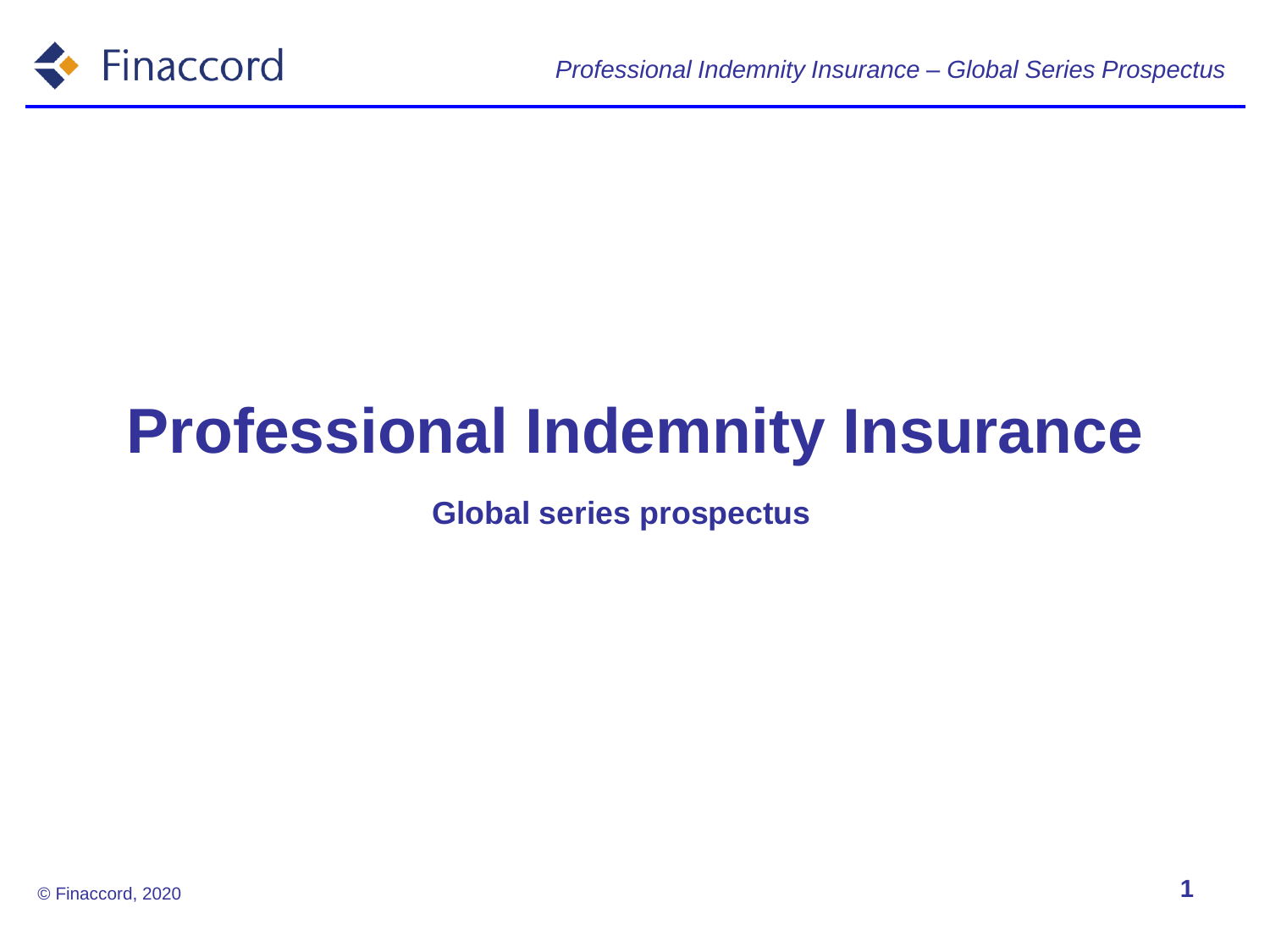# Professional Indemnity Insurance

**Global series prospectus**

© Finaccord, 2020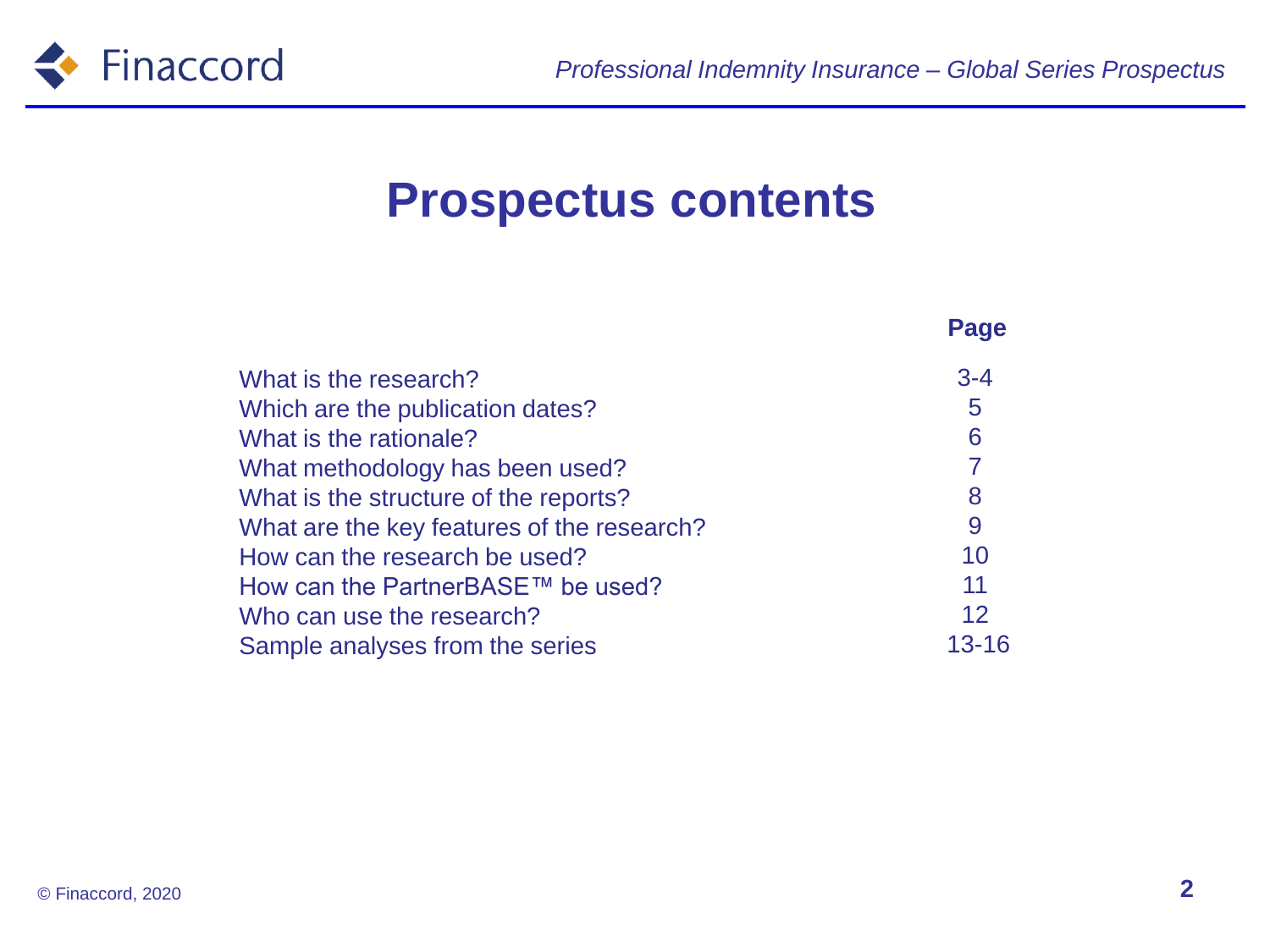# Prospectus contents

| | Page |
|---|---|
| What is the research? | 3-4 |
| Which are the publication dates? | 5 |
| What is the rationale? | 6 |
| What methodology has been used? | 7 |
| What is the structure of the reports? | 8 |
| What are the key features of the research? | 9 |
| How can the research be used? | 10 |
| How can the PartnerBASE™ be used? | 11 |
| Who can use the research? | 12 |
| Sample analyses from the series | 13-16 |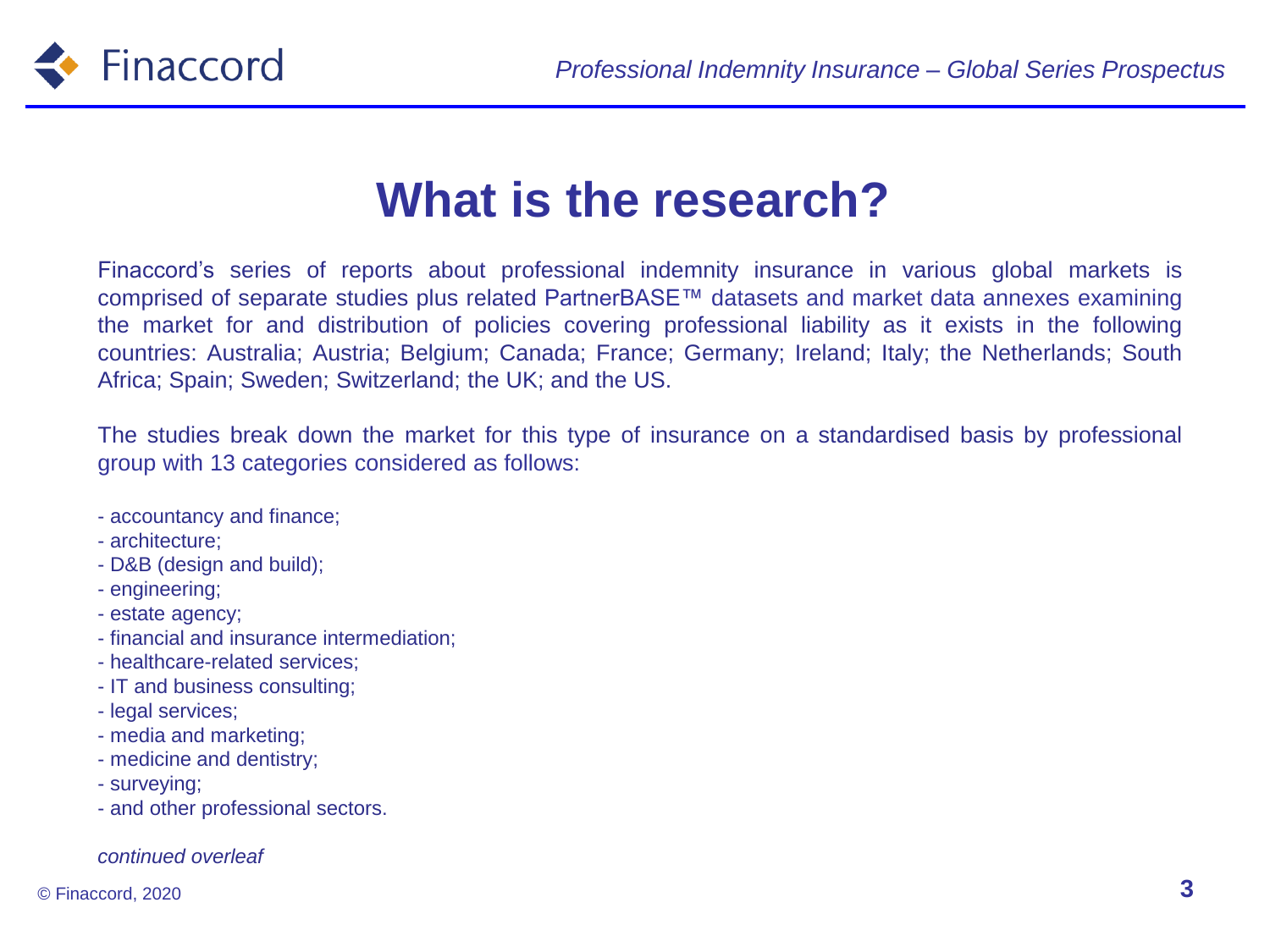# What is the research?

Finaccord's series of reports about professional indemnity insurance in various global markets is comprised of separate studies plus related PartnerBASE™ datasets and market data annexes examining the market for and distribution of policies covering professional liability as it exists in the following countries: Australia; Austria; Belgium; Canada; France; Germany; Ireland; Italy; the Netherlands; South Africa; Spain; Sweden; Switzerland; the UK; and the US.

The studies break down the market for this type of insurance on a standardised basis by professional group with 13 categories considered as follows:

- accountancy and finance;
- architecture;
- D&B (design and build);
- engineering;
- estate agency;
- financial and insurance intermediation;
- healthcare-related services;
- IT and business consulting;
- legal services;
- media and marketing;
- medicine and dentistry;
- surveying;
- and other professional sectors.

*continued overleaf*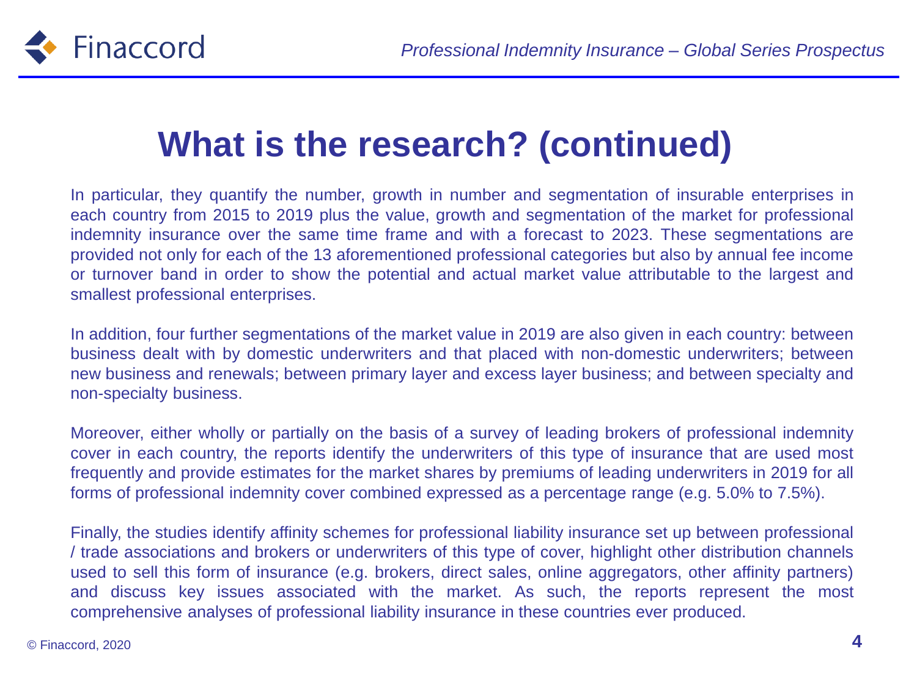# What is the research? (continued)

In particular, they quantify the number, growth in number and segmentation of insurable enterprises in each country from 2015 to 2019 plus the value, growth and segmentation of the market for professional indemnity insurance over the same time frame and with a forecast to 2023. These segmentations are provided not only for each of the 13 aforementioned professional categories but also by annual fee income or turnover band in order to show the potential and actual market value attributable to the largest and smallest professional enterprises.

In addition, four further segmentations of the market value in 2019 are also given in each country: between business dealt with by domestic underwriters and that placed with non-domestic underwriters; between new business and renewals; between primary layer and excess layer business; and between specialty and non-specialty business.

Moreover, either wholly or partially on the basis of a survey of leading brokers of professional indemnity cover in each country, the reports identify the underwriters of this type of insurance that are used most frequently and provide estimates for the market shares by premiums of leading underwriters in 2019 for all forms of professional indemnity cover combined expressed as a percentage range (e.g. 5.0% to 7.5%).

Finally, the studies identify affinity schemes for professional liability insurance set up between professional / trade associations and brokers or underwriters of this type of cover, highlight other distribution channels used to sell this form of insurance (e.g. brokers, direct sales, online aggregators, other affinity partners) and discuss key issues associated with the market. As such, the reports represent the most comprehensive analyses of professional liability insurance in these countries ever produced.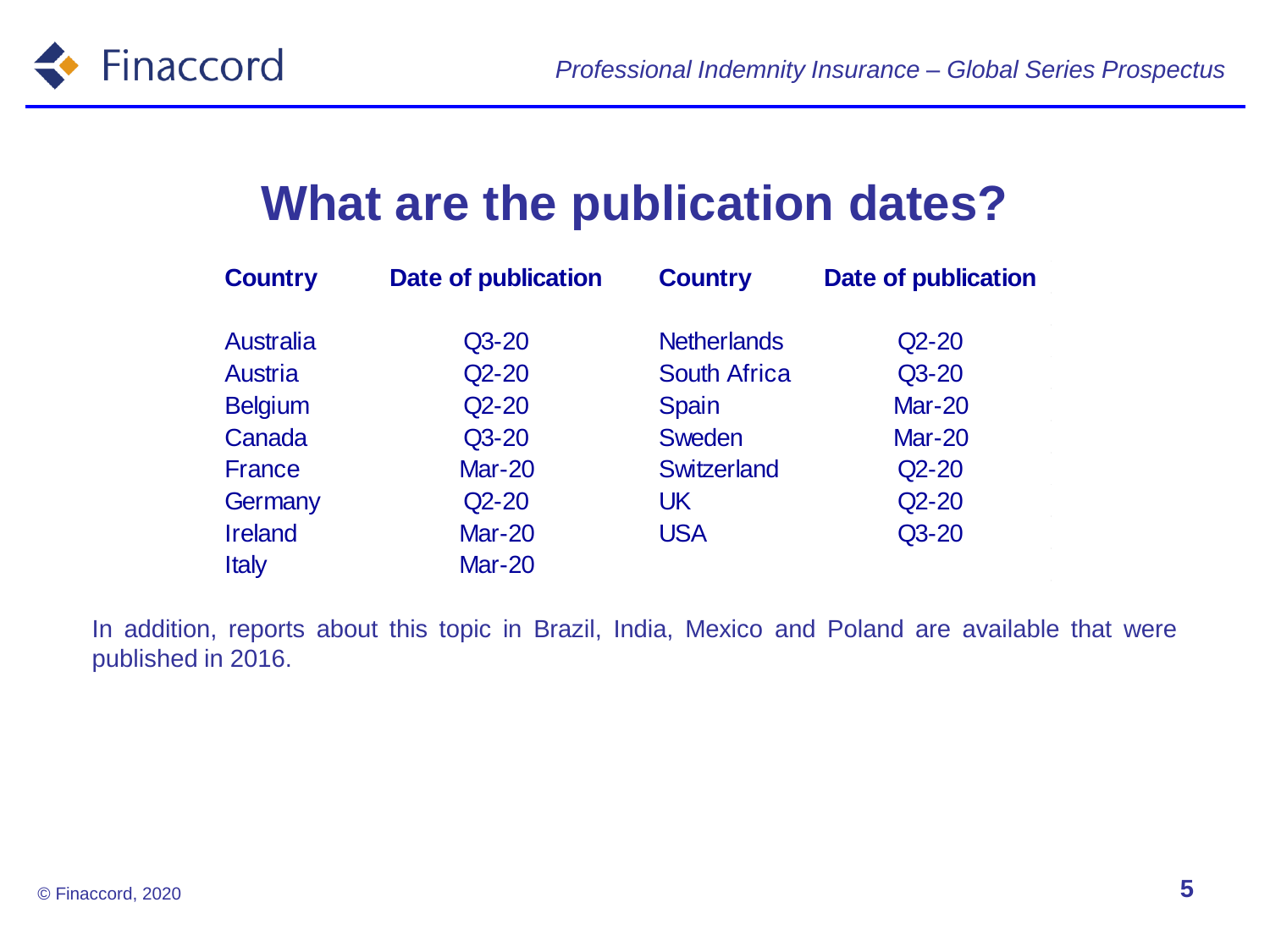# What are the publication dates?

| Country | Date of publication | Country | Date of publication |
|---|---|---|---|
| Australia | Q3-20 | Netherlands | Q2-20 |
| Austria | Q2-20 | South Africa | Q3-20 |
| Belgium | Q2-20 | Spain | Mar-20 |
| Canada | Q3-20 | Sweden | Mar-20 |
| France | Mar-20 | Switzerland | Q2-20 |
| Germany | Q2-20 | UK | Q2-20 |
| Ireland | Mar-20 | USA | Q3-20 |
| Italy | Mar-20 | | |

In addition, reports about this topic in Brazil, India, Mexico and Poland are available that were published in 2016.

© Finaccord, 2020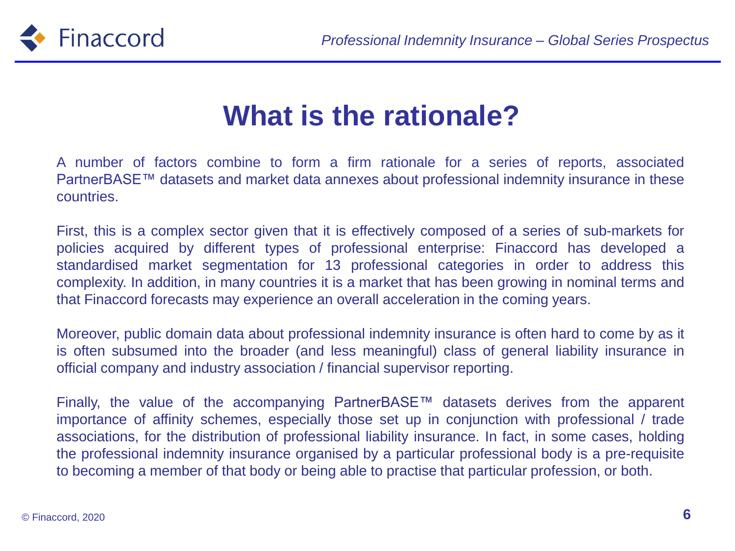# What is the rationale?

A number of factors combine to form a firm rationale for a series of reports, associated PartnerBASE™ datasets and market data annexes about professional indemnity insurance in these countries.

First, this is a complex sector given that it is effectively composed of a series of sub-markets for policies acquired by different types of professional enterprise: Finaccord has developed a standardised market segmentation for 13 professional categories in order to address this complexity. In addition, in many countries it is a market that has been growing in nominal terms and that Finaccord forecasts may experience an overall acceleration in the coming years.

Moreover, public domain data about professional indemnity insurance is often hard to come by as it is often subsumed into the broader (and less meaningful) class of general liability insurance in official company and industry association / financial supervisor reporting.

Finally, the value of the accompanying PartnerBASE™ datasets derives from the apparent importance of affinity schemes, especially those set up in conjunction with professional / trade associations, for the distribution of professional liability insurance. In fact, in some cases, holding the professional indemnity insurance organised by a particular professional body is a pre-requisite to becoming a member of that body or being able to practise that particular profession, or both.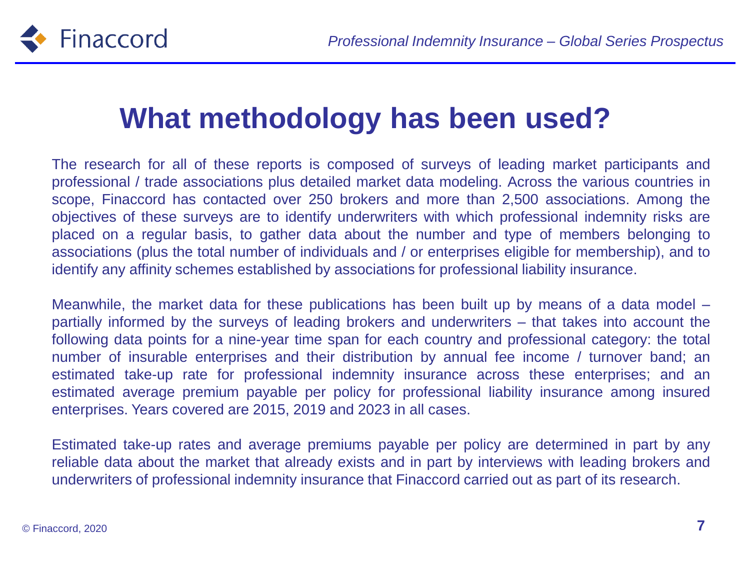# What methodology has been used?

The research for all of these reports is composed of surveys of leading market participants and professional / trade associations plus detailed market data modeling. Across the various countries in scope, Finaccord has contacted over 250 brokers and more than 2,500 associations. Among the objectives of these surveys are to identify underwriters with which professional indemnity risks are placed on a regular basis, to gather data about the number and type of members belonging to associations (plus the total number of individuals and / or enterprises eligible for membership), and to identify any affinity schemes established by associations for professional liability insurance.

Meanwhile, the market data for these publications has been built up by means of a data model – partially informed by the surveys of leading brokers and underwriters – that takes into account the following data points for a nine-year time span for each country and professional category: the total number of insurable enterprises and their distribution by annual fee income / turnover band; an estimated take-up rate for professional indemnity insurance across these enterprises; and an estimated average premium payable per policy for professional liability insurance among insured enterprises. Years covered are 2015, 2019 and 2023 in all cases.

Estimated take-up rates and average premiums payable per policy are determined in part by any reliable data about the market that already exists and in part by interviews with leading brokers and underwriters of professional indemnity insurance that Finaccord carried out as part of its research.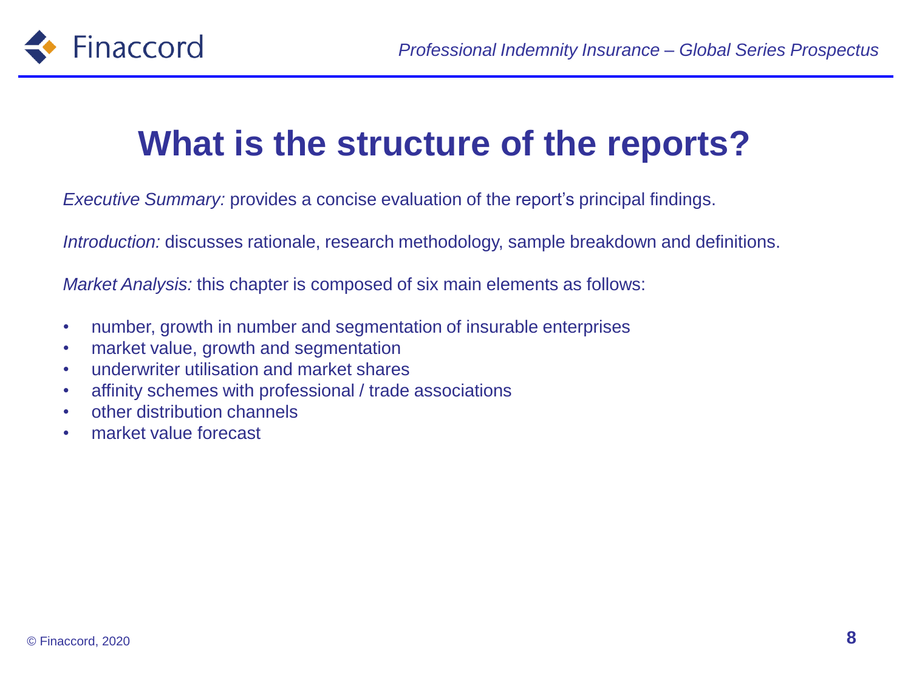# What is the structure of the reports?

*Executive Summary:* provides a concise evaluation of the report's principal findings.

*Introduction:* discusses rationale, research methodology, sample breakdown and definitions.

*Market Analysis:* this chapter is composed of six main elements as follows:

- number, growth in number and segmentation of insurable enterprises
- market value, growth and segmentation
- underwriter utilisation and market shares
- affinity schemes with professional / trade associations
- other distribution channels
- market value forecast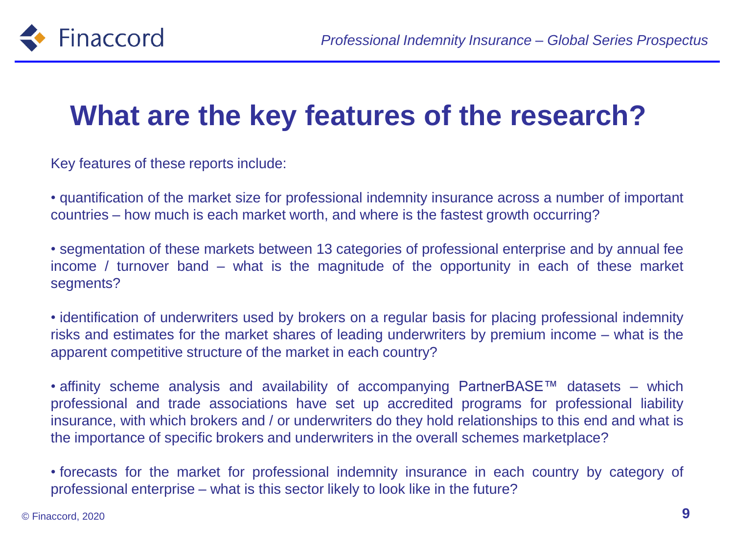# What are the key features of the research?

Key features of these reports include:

- quantification of the market size for professional indemnity insurance across a number of important countries – how much is each market worth, and where is the fastest growth occurring?

- segmentation of these markets between 13 categories of professional enterprise and by annual fee income / turnover band – what is the magnitude of the opportunity in each of these market segments?

- identification of underwriters used by brokers on a regular basis for placing professional indemnity risks and estimates for the market shares of leading underwriters by premium income – what is the apparent competitive structure of the market in each country?

- affinity scheme analysis and availability of accompanying PartnerBASE™ datasets – which professional and trade associations have set up accredited programs for professional liability insurance, with which brokers and / or underwriters do they hold relationships to this end and what is the importance of specific brokers and underwriters in the overall schemes marketplace?

- forecasts for the market for professional indemnity insurance in each country by category of professional enterprise – what is this sector likely to look like in the future?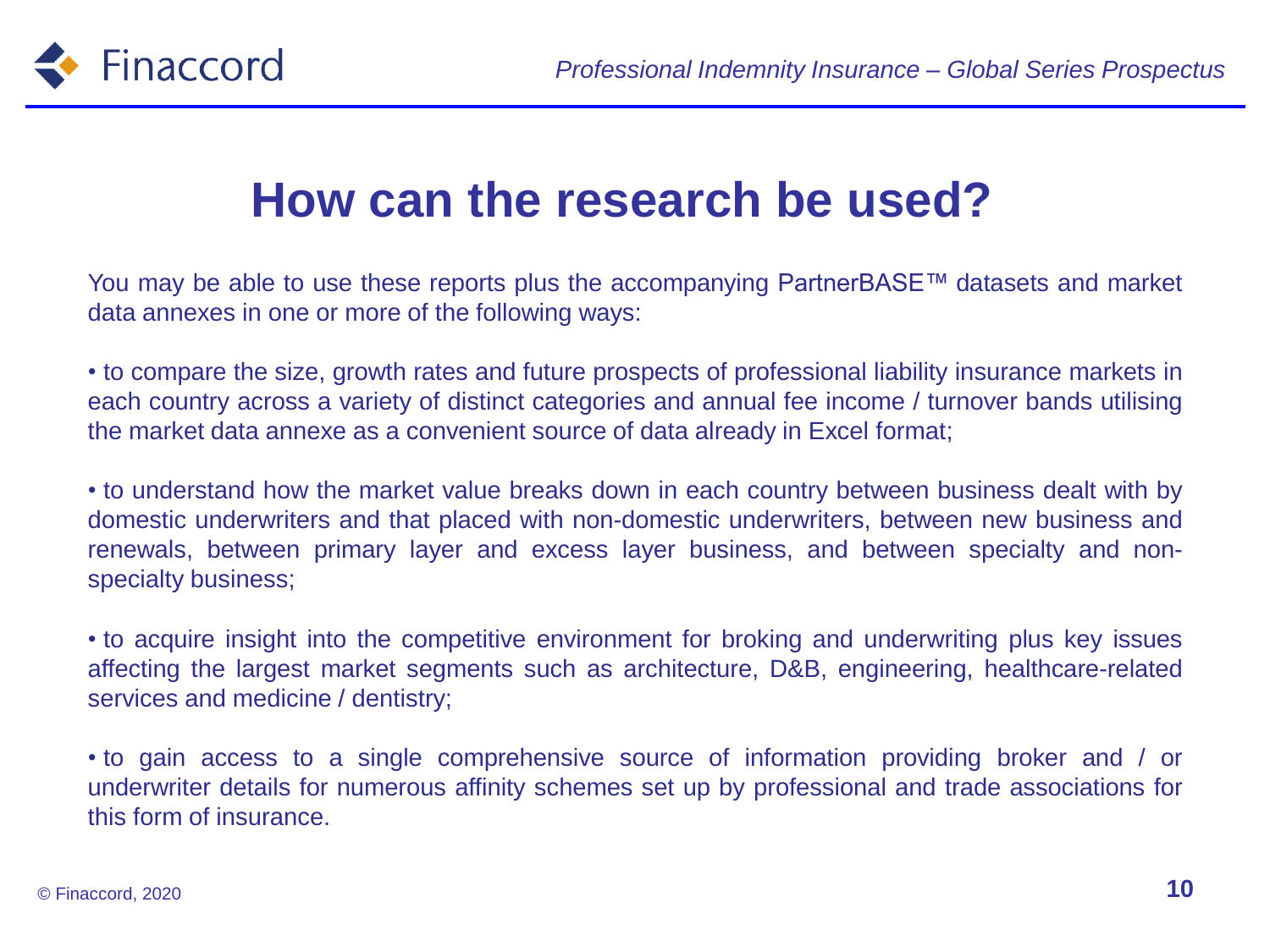# How can the research be used?

You may be able to use these reports plus the accompanying PartnerBASE™ datasets and market data annexes in one or more of the following ways:

• to compare the size, growth rates and future prospects of professional liability insurance markets in each country across a variety of distinct categories and annual fee income / turnover bands utilising the market data annexe as a convenient source of data already in Excel format;

• to understand how the market value breaks down in each country between business dealt with by domestic underwriters and that placed with non-domestic underwriters, between new business and renewals, between primary layer and excess layer business, and between specialty and non-specialty business;

• to acquire insight into the competitive environment for broking and underwriting plus key issues affecting the largest market segments such as architecture, D&B, engineering, healthcare-related services and medicine / dentistry;

• to gain access to a single comprehensive source of information providing broker and / or underwriter details for numerous affinity schemes set up by professional and trade associations for this form of insurance.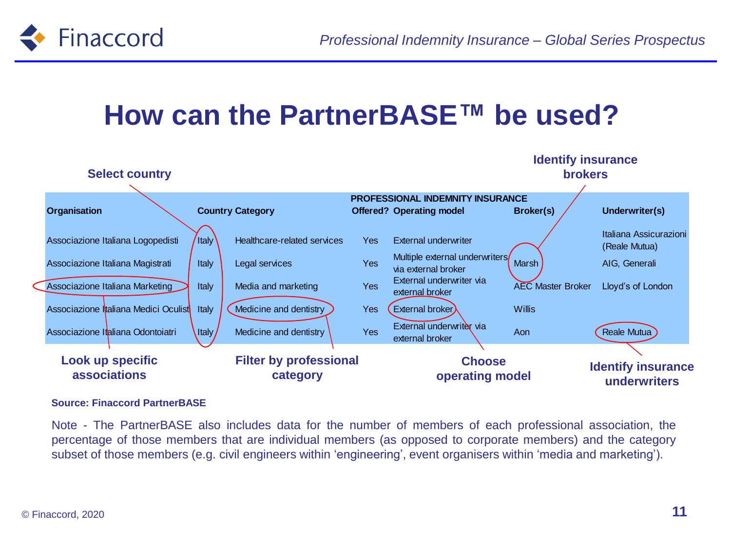# How can the PartnerBASE™ be used?

Select country

Identify insurance brokers

| Organisation | Country | Category | PROFESSIONAL INDEMNITY INSURANCE Offered? | Operating model | Broker(s) | Underwriter(s) |
|---|---|---|---|---|---|---|
| Associazione Italiana Logopedisti | Italy | Healthcare-related services | Yes | External underwriter | | Italiana Assicurazioni (Reale Mutua) |
| Associazione Italiana Magistrati | Italy | Legal services | Yes | Multiple external underwriters via external broker | Marsh | AIG, Generali |
| Associazione Italiana Marketing | Italy | Media and marketing | Yes | External underwriter via external broker | AEC Master Broker | Lloyd's of London |
| Associazione Italiana Medici Oculisti | Italy | Medicine and dentistry | Yes | External broker | Willis | |
| Associazione Italiana Odontoiatri | Italy | Medicine and dentistry | Yes | External underwriter via external broker | Aon | Reale Mutua |

Look up specific associations

Filter by professional category

Choose operating model

Identify insurance underwriters

**Source: Finaccord PartnerBASE**

Note - The PartnerBASE also includes data for the number of members of each professional association, the percentage of those members that are individual members (as opposed to corporate members) and the category subset of those members (e.g. civil engineers within 'engineering', event organisers within 'media and marketing').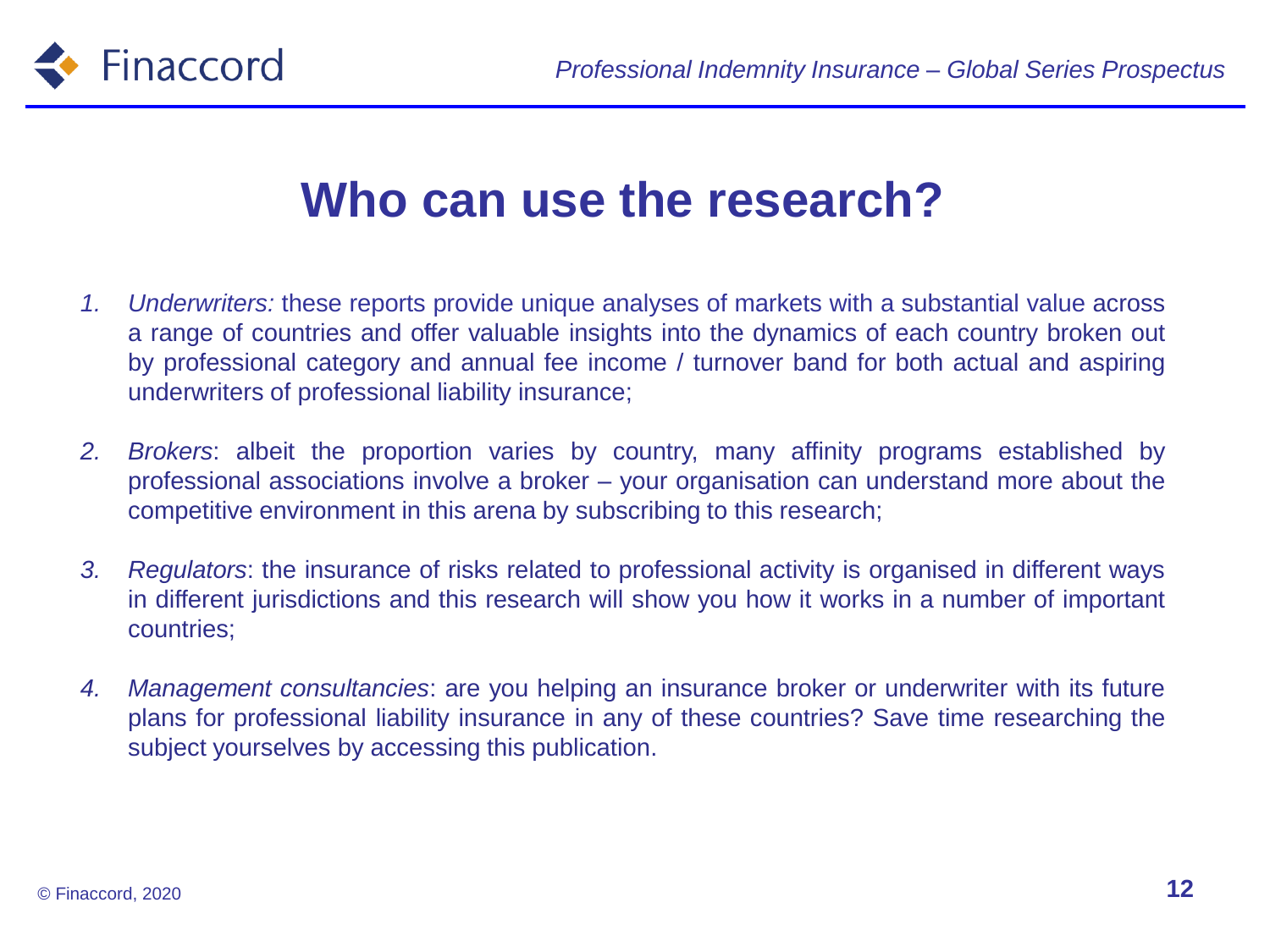# Who can use the research?

1. *Underwriters:* these reports provide unique analyses of markets with a substantial value across a range of countries and offer valuable insights into the dynamics of each country broken out by professional category and annual fee income / turnover band for both actual and aspiring underwriters of professional liability insurance;

2. *Brokers*: albeit the proportion varies by country, many affinity programs established by professional associations involve a broker – your organisation can understand more about the competitive environment in this arena by subscribing to this research;

3. *Regulators*: the insurance of risks related to professional activity is organised in different ways in different jurisdictions and this research will show you how it works in a number of important countries;

4. *Management consultancies*: are you helping an insurance broker or underwriter with its future plans for professional liability insurance in any of these countries? Save time researching the subject yourselves by accessing this publication.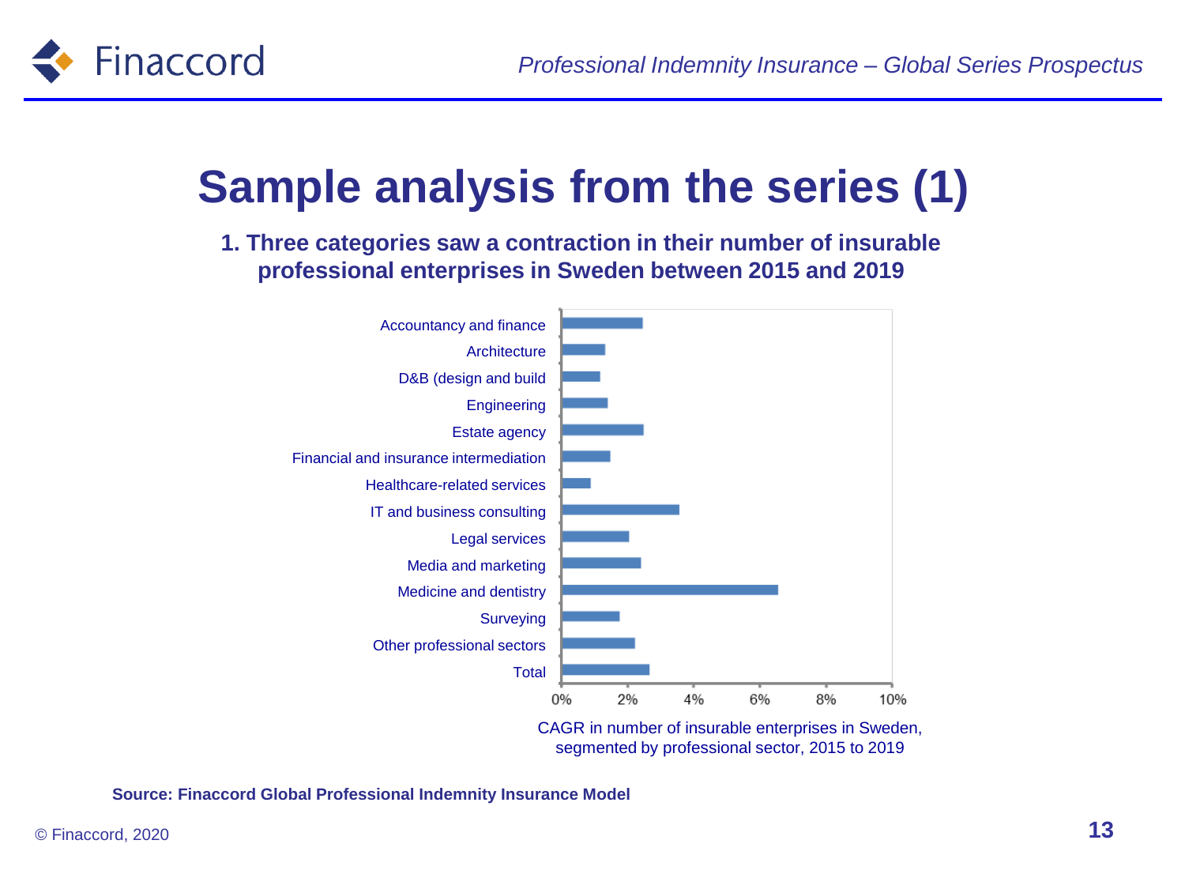# Sample analysis from the series (1)

**1. Three categories saw a contraction in their number of insurable professional enterprises in Sweden between 2015 and 2019**

| Sector |
|---|
| Accountancy and finance |
| Architecture |
| D&B (design and build |
| Engineering |
| Estate agency |
| Financial and insurance intermediation |
| Healthcare-related services |
| IT and business consulting |
| Legal services |
| Media and marketing |
| Medicine and dentistry |
| Surveying |
| Other professional sectors |
| Total |

0% 2% 4% 6% 8% 10%

CAGR in number of insurable enterprises in Sweden, segmented by professional sector, 2015 to 2019

**Source: Finaccord Global Professional Indemnity Insurance Model**

© Finaccord, 2020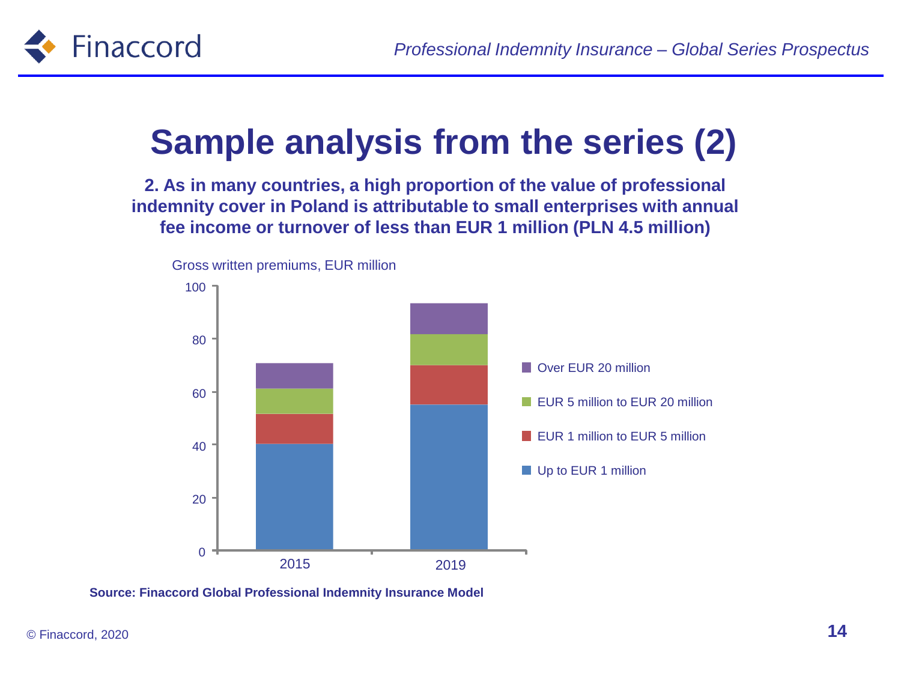# Sample analysis from the series (2)

**2. As in many countries, a high proportion of the value of professional indemnity cover in Poland is attributable to small enterprises with annual fee income or turnover of less than EUR 1 million (PLN 4.5 million)**

Gross written premiums, EUR million

100
80
60
40
20
0

2015 2019

Over EUR 20 million
EUR 5 million to EUR 20 million
EUR 1 million to EUR 5 million
Up to EUR 1 million

**Source: Finaccord Global Professional Indemnity Insurance Model**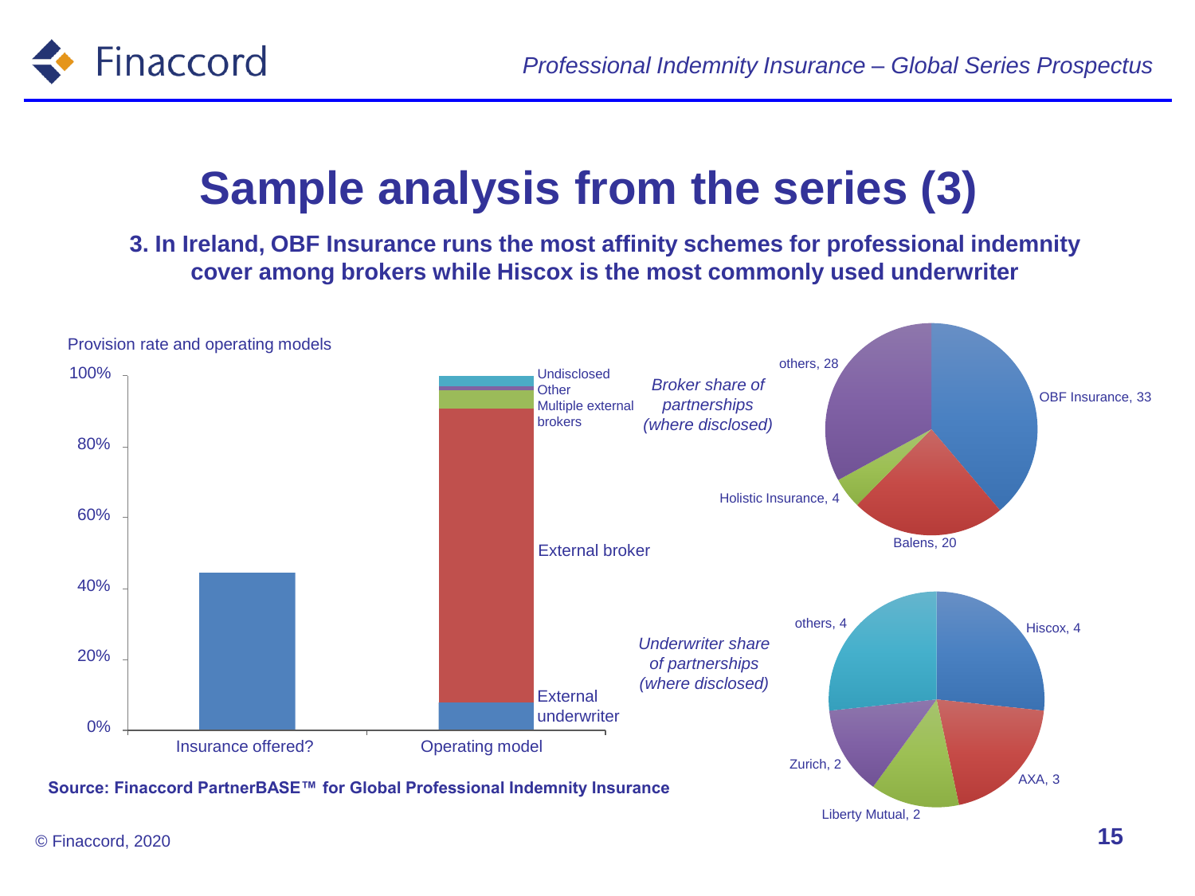# Sample analysis from the series (3)

**3. In Ireland, OBF Insurance runs the most affinity schemes for professional indemnity cover among brokers while Hiscox is the most commonly used underwriter**

Provision rate and operating models

100%
80%
60%
40%
20%
0%

Insurance offered?

Operating model

Undisclosed
Other
Multiple external brokers
External broker
External underwriter

*Broker share of partnerships (where disclosed)*

OBF Insurance, 33
Balens, 20
Holistic Insurance, 4
others, 28

*Underwriter share of partnerships (where disclosed)*

Hiscox, 4
AXA, 3
Liberty Mutual, 2
Zurich, 2
others, 4

**Source: Finaccord PartnerBASE™ for Global Professional Indemnity Insurance**

© Finaccord, 2020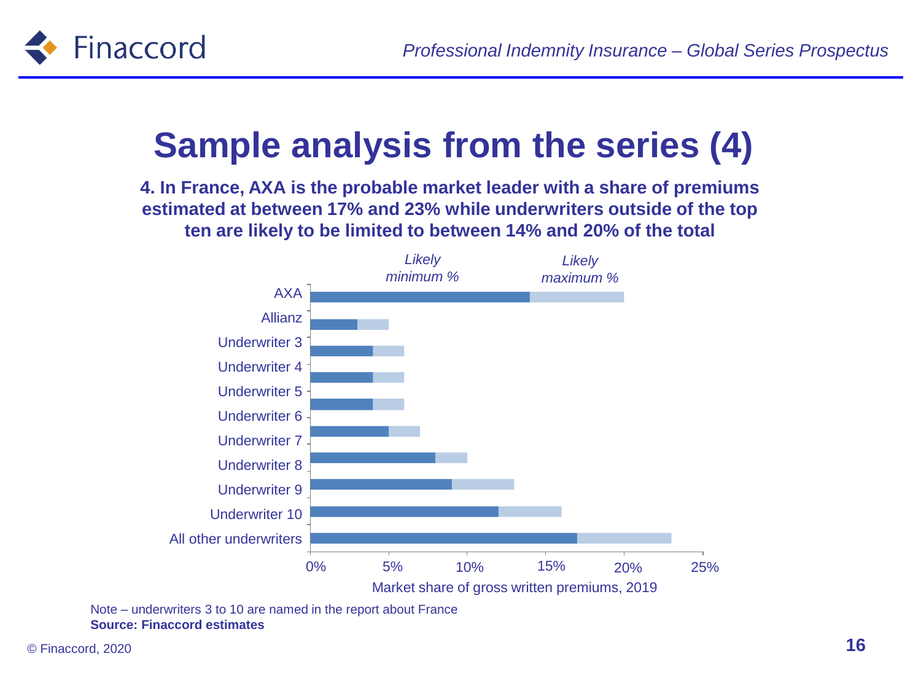# Sample analysis from the series (4)

**4. In France, AXA is the probable market leader with a share of premiums estimated at between 17% and 23% while underwriters outside of the top ten are likely to be limited to between 14% and 20% of the total**

*Likely minimum %*

*Likely maximum %*

AXA
Allianz
Underwriter 3
Underwriter 4
Underwriter 5
Underwriter 6
Underwriter 7
Underwriter 8
Underwriter 9
Underwriter 10
All other underwriters

0%
5%
10%
15%
20%
25%

Market share of gross written premiums, 2019

Note – underwriters 3 to 10 are named in the report about France

**Source: Finaccord estimates**

© Finaccord, 2020